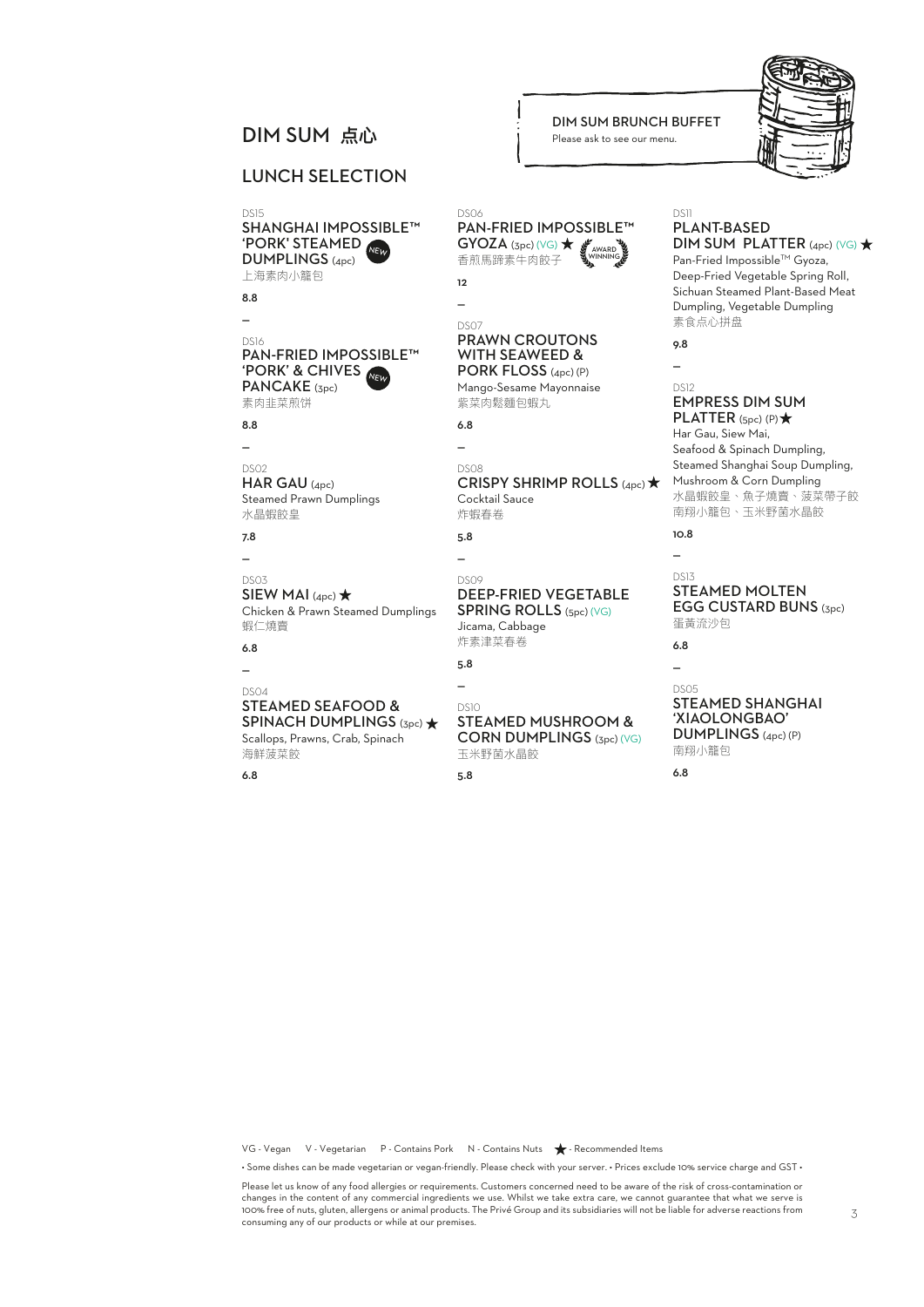# DIM SUM 点心

**DIM SUM BRUNCH BUFFET**
Please ask to see our menu.

## LUNCH SELECTION

DS15
### SHANGHAI IMPOSSIBLE™ 'PORK' STEAMED DUMPLINGS (4pc) NEW
上海素肉小籠包

**8.8**

–

DS16
### PAN-FRIED IMPOSSIBLE™ 'PORK' & CHIVES PANCAKE (3pc) NEW
素肉韭菜煎饼

**8.8**

–

DS02
### HAR GAU (4pc)
Steamed Prawn Dumplings
水晶蝦餃皇

**7.8**

–

DS03
### SIEW MAI (4pc) ★
Chicken & Prawn Steamed Dumplings
蝦仁燒賣

**6.8**

–

DS04
### STEAMED SEAFOOD & SPINACH DUMPLINGS (3pc) ★
Scallops, Prawns, Crab, Spinach
海鮮菠菜餃

**6.8**

DS06
### PAN-FRIED IMPOSSIBLE™ GYOZA (3pc) (VG) ★ AWARD WINNING
香煎馬蹄素牛肉餃子

**12**

–

DS07
### PRAWN CROUTONS WITH SEAWEED & PORK FLOSS (4pc) (P)
Mango-Sesame Mayonnaise
紫菜肉鬆麵包蝦丸

**6.8**

–

DS08
### CRISPY SHRIMP ROLLS (4pc) ★
Cocktail Sauce
炸蝦春卷

**5.8**

–

DS09
### DEEP-FRIED VEGETABLE SPRING ROLLS (5pc) (VG)
Jicama, Cabbage
炸素津菜春卷

**5.8**

–

DS10
### STEAMED MUSHROOM & CORN DUMPLINGS (3pc) (VG)
玉米野菌水晶餃

**5.8**

DS11
### PLANT-BASED DIM SUM PLATTER (4pc) (VG) ★
Pan-Fried Impossible™ Gyoza, Deep-Fried Vegetable Spring Roll, Sichuan Steamed Plant-Based Meat Dumpling, Vegetable Dumpling
素食点心拼盘

**9.8**

–

DS12
### EMPRESS DIM SUM PLATTER (5pc) (P) ★
Har Gau, Siew Mai, Seafood & Spinach Dumpling, Steamed Shanghai Soup Dumpling, Mushroom & Corn Dumpling
水晶蝦餃皇、魚子燒賣、菠菜帶子餃
南翔小籠包、玉米野菌水晶餃

**10.8**

–

DS13
### STEAMED MOLTEN EGG CUSTARD BUNS (3pc)
蛋黃流沙包

**6.8**

–

DS05
### STEAMED SHANGHAI 'XIAOLONGBAO' DUMPLINGS (4pc) (P)
南翔小籠包

**6.8**

VG - Vegan V - Vegetarian P - Contains Pork N - Contains Nuts ★ - Recommended Items

• Some dishes can be made vegetarian or vegan-friendly. Please check with your server. • Prices exclude 10% service charge and GST •

Please let us know of any food allergies or requirements. Customers concerned need to be aware of the risk of cross-contamination or changes in the content of any commercial ingredients we use. Whilst we take extra care, we cannot guarantee that what we serve is 100% free of nuts, gluten, allergens or animal products. The Privé Group and its subsidiaries will not be liable for adverse reactions from consuming any of our products or while at our premises.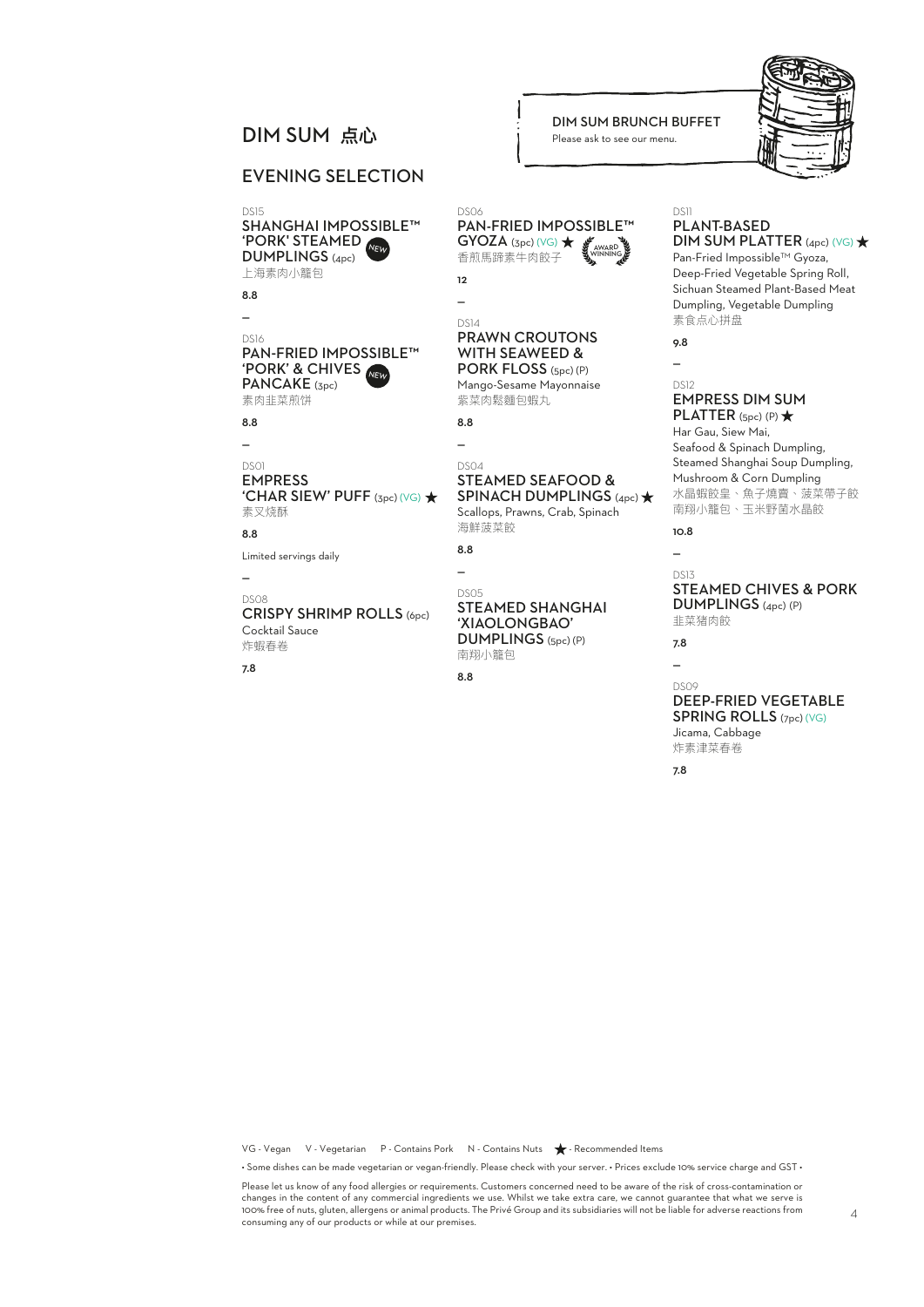# DIM SUM 点心

DIM SUM BRUNCH BUFFET
Please ask to see our menu.

## EVENING SELECTION

DS15
**SHANGHAI IMPOSSIBLE™ 'PORK' STEAMED DUMPLINGS** (4pc) NEW
上海素肉小籠包

**8.8**

–

DS16
**PAN-FRIED IMPOSSIBLE™ 'PORK' & CHIVES PANCAKE** (3pc) NEW
素肉韭菜煎饼

**8.8**

–

DS01
**EMPRESS 'CHAR SIEW' PUFF** (3pc) (VG) ★
素叉燒酥

**8.8**

Limited servings daily

–

DS08
**CRISPY SHRIMP ROLLS** (6pc)
Cocktail Sauce
炸蝦春卷

**7.8**

DS06
**PAN-FRIED IMPOSSIBLE™ GYOZA** (3pc) (VG) ★ AWARD WINNING
香煎馬蹄素牛肉餃子

**12**

–

DS14
**PRAWN CROUTONS WITH SEAWEED & PORK FLOSS** (5pc) (P)
Mango-Sesame Mayonnaise
紫菜肉鬆麵包蝦丸

**8.8**

–

DS04
**STEAMED SEAFOOD & SPINACH DUMPLINGS** (4pc) ★
Scallops, Prawns, Crab, Spinach
海鮮菠菜餃

**8.8**

–

DS05
**STEAMED SHANGHAI 'XIAOLONGBAO' DUMPLINGS** (5pc) (P)
南翔小籠包

**8.8**

DS11
**PLANT-BASED DIM SUM PLATTER** (4pc) (VG) ★
Pan-Fried Impossible™ Gyoza, Deep-Fried Vegetable Spring Roll, Sichuan Steamed Plant-Based Meat Dumpling, Vegetable Dumpling
素食点心拼盘

**9.8**

–

DS12
**EMPRESS DIM SUM PLATTER** (5pc) (P) ★
Har Gau, Siew Mai, Seafood & Spinach Dumpling, Steamed Shanghai Soup Dumpling, Mushroom & Corn Dumpling
水晶蝦餃皇、魚子燒賣、菠菜帶子餃
南翔小籠包、玉米野菌水晶餃

**10.8**

–

DS13
**STEAMED CHIVES & PORK DUMPLINGS** (4pc) (P)
韭菜豬肉餃

**7.8**

–

DS09
**DEEP-FRIED VEGETABLE SPRING ROLLS** (7pc) (VG)
Jicama, Cabbage
炸素津菜春卷

**7.8**

VG - Vegan V - Vegetarian P - Contains Pork N - Contains Nuts ★ - Recommended Items

• Some dishes can be made vegetarian or vegan-friendly. Please check with your server. • Prices exclude 10% service charge and GST •

Please let us know of any food allergies or requirements. Customers concerned need to be aware of the risk of cross-contamination or changes in the content of any commercial ingredients we use. Whilst we take extra care, we cannot guarantee that what we serve is 100% free of nuts, gluten, allergens or animal products. The Privé Group and its subsidiaries will not be liable for adverse reactions from consuming any of our products or while at our premises.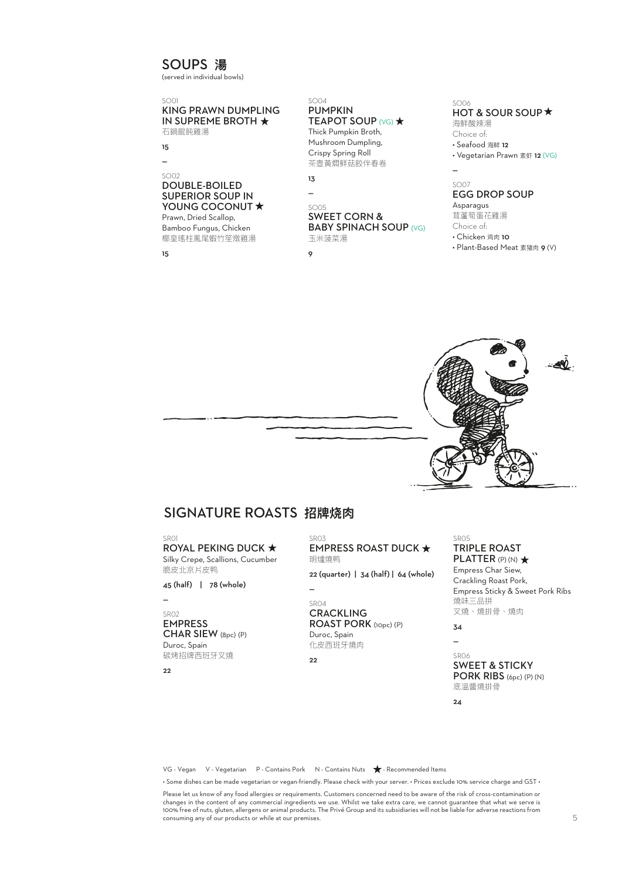## SOUPS 湯

(served in individual bowls)

SO01
### KING PRAWN DUMPLING IN SUPREME BROTH ★
石鍋餛飩雞湯

**15**

—

SO02
### DOUBLE-BOILED SUPERIOR SOUP IN YOUNG COCONUT ★
Prawn, Dried Scallop, Bamboo Fungus, Chicken
椰皇瑤柱鳳尾蝦竹笙燉雞湯

**15**

SO04
### PUMPKIN TEAPOT SOUP (VG) ★
Thick Pumpkin Broth, Mushroom Dumpling, Crispy Spring Roll
茶壺黃燜鮮菇餃伴春卷

**13**

—

SO05
### SWEET CORN & BABY SPINACH SOUP (VG)
玉米菠菜湯

**9**

SO06
### HOT & SOUR SOUP ★
海鮮酸辣湯
Choice of:
- Seafood 海鮮 **12**
- Vegetarian Prawn 素虾 **12** (VG)

—

SO07
### EGG DROP SOUP
Asparagus
�womens筍蛋花雞湯
Choice of:
- Chicken 鸡肉 **10**
- Plant-Based Meat 素猪肉 **9** (V)

## SIGNATURE ROASTS 招牌烧肉

SR01
### ROYAL PEKING DUCK ★
Silky Crepe, Scallions, Cucumber
脆皮北京片皮鴨

**45 (half) | 78 (whole)**

—

SR02
### EMPRESS CHAR SIEW (8pc) (P)
Duroc, Spain
碳烤招牌西班牙叉燒

**22**

SR03
### EMPRESS ROAST DUCK ★
明爐燒鴨

**22 (quarter) | 34 (half) | 64 (whole)**

—

SR04
### CRACKLING ROAST PORK (10pc) (P)
Duroc, Spain
化皮西班牙燒肉

**22**

SR05
### TRIPLE ROAST PLATTER (P) (N) ★
Empress Char Siew, Crackling Roast Pork, Empress Sticky & Sweet Pork Ribs
燒味三品拼
叉燒、燒排骨、燒肉

**34**

—

SR06
### SWEET & STICKY PORK RIBS (6pc) (P) (N)
底溫醬燒排骨

**24**

VG - Vegan V - Vegetarian P - Contains Pork N - Contains Nuts ★ - Recommended Items

• Some dishes can be made vegetarian or vegan-friendly. Please check with your server. • Prices exclude 10% service charge and GST •

Please let us know of any food allergies or requirements. Customers concerned need to be aware of the risk of cross-contamination or changes in the content of any commercial ingredients we use. Whilst we take extra care, we cannot guarantee that what we serve is 100% free of nuts, gluten, allergens or animal products. The Privé Group and its subsidiaries will not be liable for adverse reactions from consuming any of our products or while at our premises.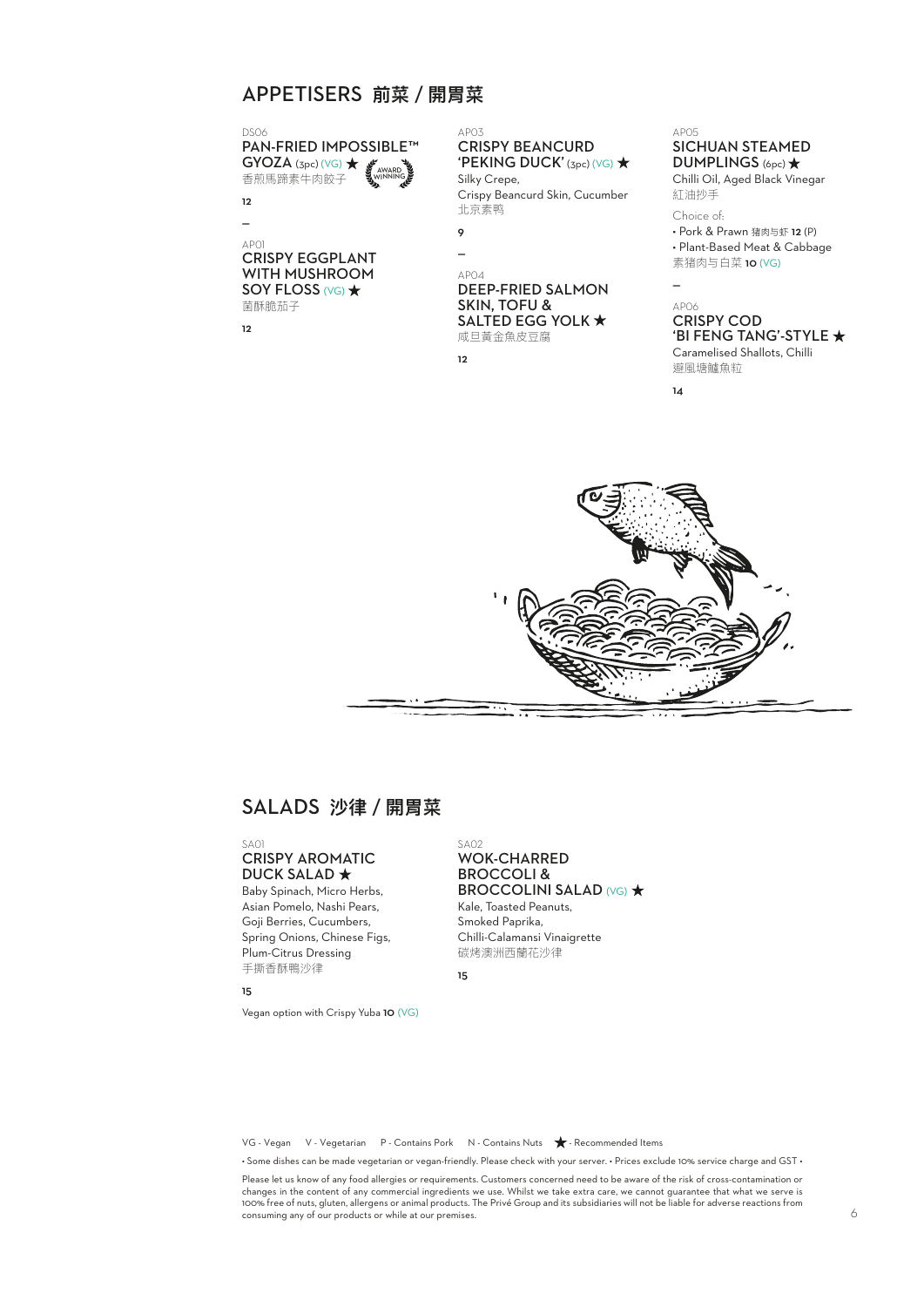## APPETISERS 前菜 / 開胃菜

DS06
### PAN-FRIED IMPOSSIBLE™ GYOZA (3pc) (VG) ★
AWARD WINNING
香煎馬蹄素牛肉餃子

**12**

—

AP01
### CRISPY EGGPLANT WITH MUSHROOM SOY FLOSS (VG) ★
菌酥脆茄子

**12**

AP03
### CRISPY BEANCURD 'PEKING DUCK' (3pc) (VG) ★
Silky Crepe,
Crispy Beancurd Skin, Cucumber
北京素鴨

**9**

—

AP04
### DEEP-FRIED SALMON SKIN, TOFU & SALTED EGG YOLK ★
咸旦黃金魚皮豆腐

**12**

AP05
### SICHUAN STEAMED DUMPLINGS (6pc) ★
Chilli Oil, Aged Black Vinegar
紅油抄手

Choice of:
- Pork & Prawn 猪肉与虾 **12** (P)
- Plant-Based Meat & Cabbage 素猪肉与白菜 **10** (VG)

—

AP06
### CRISPY COD 'BI FENG TANG'-STYLE ★
Caramelised Shallots, Chilli
避風塘鱈魚粒

**14**

## SALADS 沙律 / 開胃菜

SA01
### CRISPY AROMATIC DUCK SALAD ★
Baby Spinach, Micro Herbs,
Asian Pomelo, Nashi Pears,
Goji Berries, Cucumbers,
Spring Onions, Chinese Figs,
Plum-Citrus Dressing
手撕香酥鴨沙律

**15**

Vegan option with Crispy Yuba **10** (VG)

SA02
### WOK-CHARRED BROCCOLI & BROCCOLINI SALAD (VG) ★
Kale, Toasted Peanuts,
Smoked Paprika,
Chilli-Calamansi Vinaigrette
碳烤澳洲西蘭花沙律

**15**

VG - Vegan V - Vegetarian P - Contains Pork N - Contains Nuts ★ - Recommended Items

• Some dishes can be made vegetarian or vegan-friendly. Please check with your server. • Prices exclude 10% service charge and GST •

Please let us know of any food allergies or requirements. Customers concerned need to be aware of the risk of cross-contamination or changes in the content of any commercial ingredients we use. Whilst we take extra care, we cannot guarantee that what we serve is 100% free of nuts, gluten, allergens or animal products. The Privé Group and its subsidiaries will not be liable for adverse reactions from consuming any of our products or while at our premises.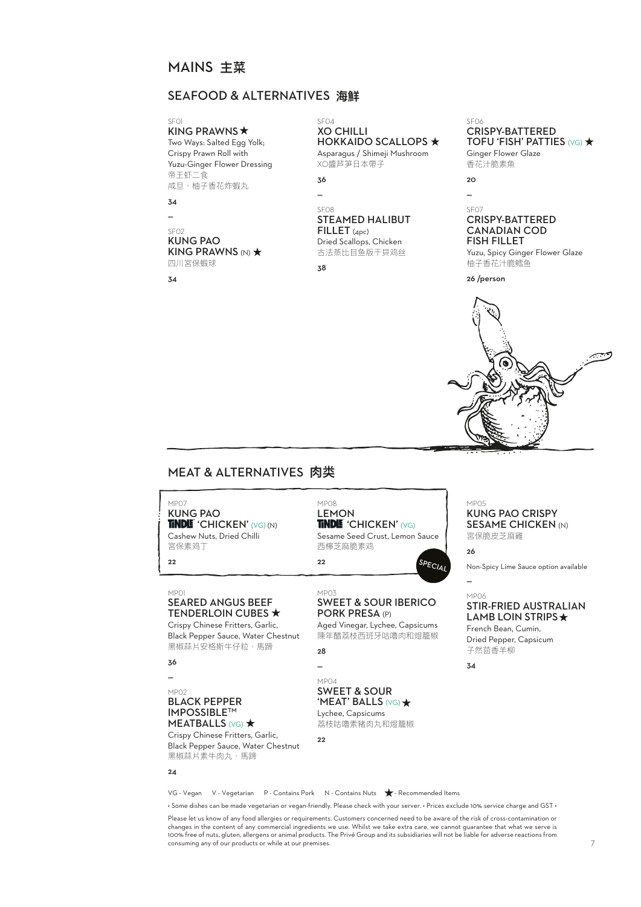# MAINS 主菜

## SEAFOOD & ALTERNATIVES 海鲜

SF01
### KING PRAWNS ★
Two Ways: Salted Egg Yolk; Crispy Prawn Roll with Yuzu-Ginger Flower Dressing
帝王虾二食
咸旦、柚子香花炸蝦丸

**34**

SF02
### KUNG PAO KING PRAWNS (N) ★
四川宮保蝦球

**34**

SF04
### XO CHILLI HOKKAIDO SCALLOPS ★
Asparagus / Shimeji Mushroom
XO醬芦笋日本帶子

**36**

SF08
### STEAMED HALIBUT FILLET (4pc)
Dried Scallops, Chicken
古法蒸比目鱼飯干貝鸡丝

**38**

SF06
### CRISPY-BATTERED TOFU 'FISH' PATTIES (VG) ★
Ginger Flower Glaze
香花汁脆素魚

**20**

SF07
### CRISPY-BATTERED CANADIAN COD FISH FILLET
Yuzu, Spicy Ginger Flower Glaze
柚子香花汁脆鳕鱼

**26 /person**

## MEAT & ALTERNATIVES 肉类

MP07
### KUNG PAO TiNDLE 'CHICKEN' (VG) (N)
Cashew Nuts, Dried Chilli
宮保素鸡丁

**22**

MP08
### LEMON TiNDLE 'CHICKEN' (VG)
Sesame Seed Crust, Lemon Sauce
西檸芝麻脆素鸡

**22**

SPECIAL

MP05
### KUNG PAO CRISPY SESAME CHICKEN (N)
宮保脆皮芝麻雞

**26**

Non-Spicy Lime Sauce option available

MP01
### SEARED ANGUS BEEF TENDERLOIN CUBES ★
Crispy Chinese Fritters, Garlic, Black Pepper Sauce, Water Chestnut
黑椒蒜片安格斯牛仔粒、馬蹄

**36**

MP02
### BLACK PEPPER IMPOSSIBLE™ MEATBALLS (VG) ★
Crispy Chinese Fritters, Garlic, Black Pepper Sauce, Water Chestnut
黑椒蒜片素牛肉丸、馬蹄

**24**

MP03
### SWEET & SOUR IBERICO PORK PRESA (P)
Aged Vinegar, Lychee, Capsicums
陳年醋荔枝西班牙咕噜肉和燈籠椒

**28**

MP04
### SWEET & SOUR 'MEAT' BALLS (VG) ★
Lychee, Capsicums
荔枝咕噜素豬肉丸和燈籠椒

**22**

MP06
### STIR-FRIED AUSTRALIAN LAMB LOIN STRIPS ★
French Bean, Cumin, Dried Pepper, Capsicum
孜然茴香羊柳

**34**

VG - Vegan   V - Vegetarian   P - Contains Pork   N - Contains Nuts   ★ - Recommended Items

• Some dishes can be made vegetarian or vegan-friendly. Please check with your server. • Prices exclude 10% service charge and GST •

Please let us know of any food allergies or requirements. Customers concerned need to be aware of the risk of cross-contamination or changes in the content of any commercial ingredients we use. Whilst we take extra care, we cannot guarantee that what we serve is 100% free of nuts, gluten, allergens or animal products. The Privé Group and its subsidiaries will not be liable for adverse reactions from consuming any of our products or while at our premises.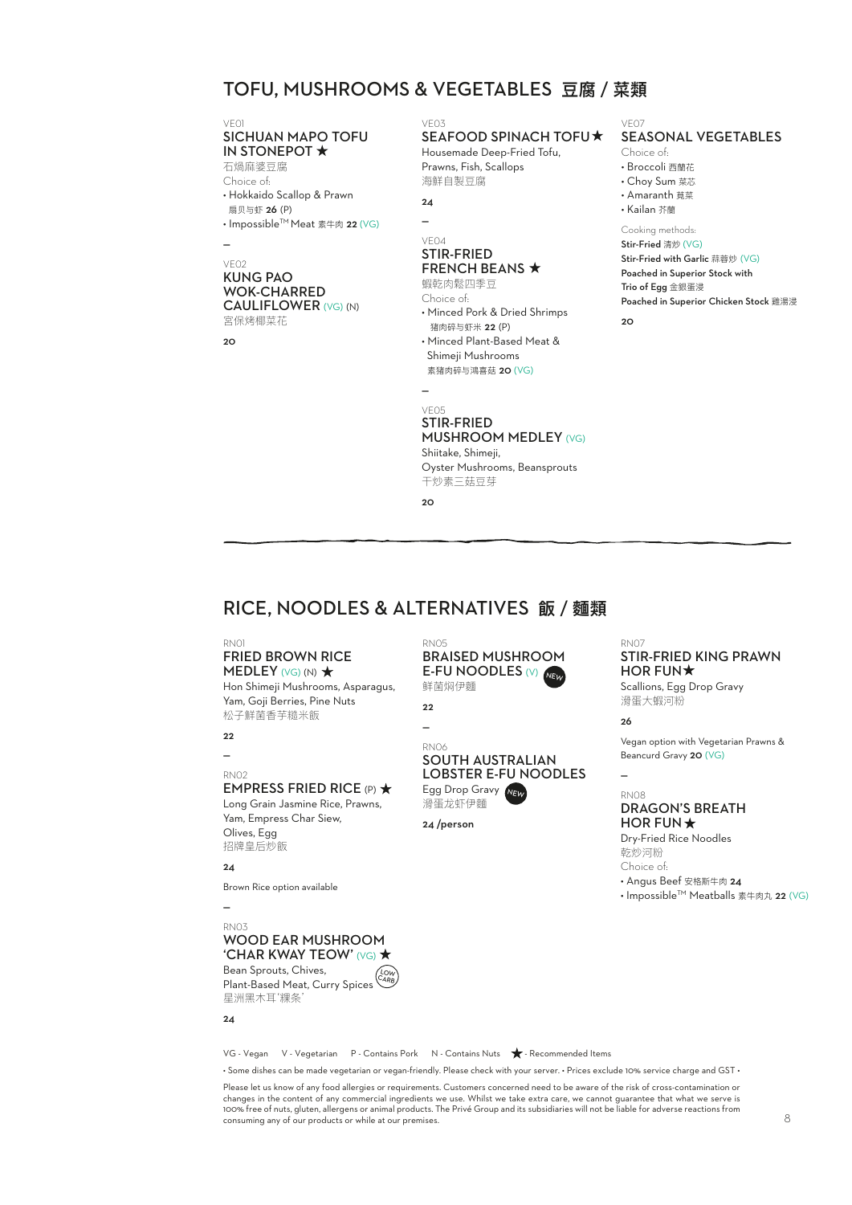## TOFU, MUSHROOMS & VEGETABLES 豆腐 / 菜類

VE01
### SICHUAN MAPO TOFU IN STONEPOT ★
石煱麻婆豆腐
Choice of:
- Hokkaido Scallop & Prawn
  扇贝与虾 **26** (P)
- Impossible™ Meat 素牛肉 **22** (VG)

–

VE02
### KUNG PAO WOK-CHARRED CAULIFLOWER (VG) (N)
宫保烤椰菜花

**20**

–

VE03
### SEAFOOD SPINACH TOFU ★
Housemade Deep-Fried Tofu, Prawns, Fish, Scallops
海鮮自製豆腐

**24**

–

VE04
### STIR-FRIED FRENCH BEANS ★
蝦乾肉鬆四季豆
Choice of:
- Minced Pork & Dried Shrimps
  猪肉碎与虾米 **22** (P)
- Minced Plant-Based Meat & Shimeji Mushrooms
  素猪肉碎与鴻喜菇 **20** (VG)

–

VE05
### STIR-FRIED MUSHROOM MEDLEY (VG)
Shiitake, Shimeji, Oyster Mushrooms, Beansprouts
干炒素三菇豆芽

**20**

–

VE07
### SEASONAL VEGETABLES
Choice of:
- Broccoli 西蘭花
- Choy Sum 菜芯
- Amaranth 莧菜
- Kailan 芥蘭

Cooking methods:
**Stir-Fried** 清炒 (VG)
**Stir-Fried with Garlic** 蒜蓉炒 (VG)
**Poached in Superior Stock with Trio of Egg** 金銀蛋浸
**Poached in Superior Chicken Stock** 雞湯浸

**20**

---

## RICE, NOODLES & ALTERNATIVES 飯 / 麵類

RN01
### FRIED BROWN RICE MEDLEY (VG) (N) ★
Hon Shimeji Mushrooms, Asparagus, Yam, Goji Berries, Pine Nuts
松子鮮菌香芋糙米飯

**22**

–

RN02
### EMPRESS FRIED RICE (P) ★
Long Grain Jasmine Rice, Prawns, Yam, Empress Char Siew, Olives, Egg
招牌皇后炒飯

**24**

Brown Rice option available

–

RN03
### WOOD EAR MUSHROOM 'CHAR KWAY TEOW' (VG) ★
Bean Sprouts, Chives, Plant-Based Meat, Curry Spices (LOW CARB)
星洲黑木耳'粿条'

**24**

–

RN05
### BRAISED MUSHROOM E-FU NOODLES (V) NEW
鮮菌焖伊麵

**22**

–

RN06
### SOUTH AUSTRALIAN LOBSTER E-FU NOODLES
Egg Drop Gravy NEW
滑蛋龙虾伊麵

**24 /person**

–

RN07
### STIR-FRIED KING PRAWN HOR FUN ★
Scallions, Egg Drop Gravy
滑蛋大蝦河粉

**26**

Vegan option with Vegetarian Prawns & Beancurd Gravy **20** (VG)

–

RN08
### DRAGON'S BREATH HOR FUN ★
Dry-Fried Rice Noodles
乾炒河粉
Choice of:
- Angus Beef 安格斯牛肉 **24**
- Impossible™ Meatballs 素牛肉丸 **22** (VG)

---

VG - Vegan V - Vegetarian P - Contains Pork N - Contains Nuts ★ - Recommended Items

• Some dishes can be made vegetarian or vegan-friendly. Please check with your server. • Prices exclude 10% service charge and GST •

Please let us know of any food allergies or requirements. Customers concerned need to be aware of the risk of cross-contamination or changes in the content of any commercial ingredients we use. Whilst we take extra care, we cannot guarantee that what we serve is 100% free of nuts, gluten, allergens or animal products. The Privé Group and its subsidiaries will not be liable for adverse reactions from consuming any of our products or while at our premises.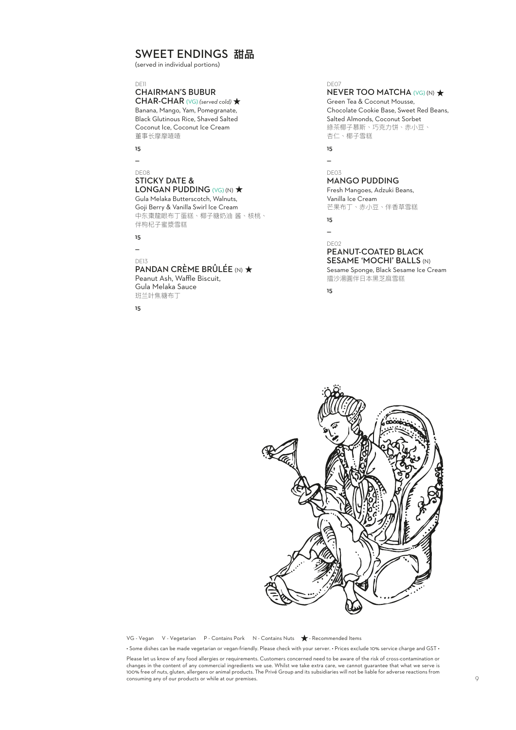# SWEET ENDINGS 甜品

(served in individual portions)

DE11

### CHAIRMAN'S BUBUR CHAR-CHAR (VG) *(served cold)* ★

Banana, Mango, Yam, Pomegranate, Black Glutinous Rice, Shaved Salted Coconut Ice, Coconut Ice Cream

董事长摩摩喳喳

**15**

–

DE08

### STICKY DATE & LONGAN PUDDING (VG) (N) ★

Gula Melaka Butterscotch, Walnuts, Goji Berry & Vanilla Swirl Ice Cream

中东棗龍眼布丁蛋糕、椰子糖奶油 醬、核桃、伴枸杞子蜜漿雪糕

**15**

–

DE13

### PANDAN CRÈME BRÛLÉE (N) ★

Peanut Ash, Waffle Biscuit, Gula Melaka Sauce

班兰叶焦糖布丁

**15**

DE07

### NEVER TOO MATCHA (VG) (N) ★

Green Tea & Coconut Mousse, Chocolate Cookie Base, Sweet Red Beans, Salted Almonds, Coconut Sorbet

綠茶椰子慕斯、巧克力饼、赤小豆、杏仁、椰子雪糕

**15**

–

DE03

### MANGO PUDDING

Fresh Mangoes, Adzuki Beans, Vanilla Ice Cream

芒果布丁、赤小豆、伴香草雪糕

**15**

–

DE02

### PEANUT-COATED BLACK SESAME 'MOCHI' BALLS (N)

Sesame Sponge, Black Sesame Ice Cream

擂沙湯圓伴日本黑芝麻雪糕

**15**

VG - Vegan V - Vegetarian P - Contains Pork N - Contains Nuts ★ - Recommended Items

• Some dishes can be made vegetarian or vegan-friendly. Please check with your server. • Prices exclude 10% service charge and GST •

Please let us know of any food allergies or requirements. Customers concerned need to be aware of the risk of cross-contamination or changes in the content of any commercial ingredients we use. Whilst we take extra care, we cannot guarantee that what we serve is 100% free of nuts, gluten, allergens or animal products. The Privé Group and its subsidiaries will not be liable for adverse reactions from consuming any of our products or while at our premises.